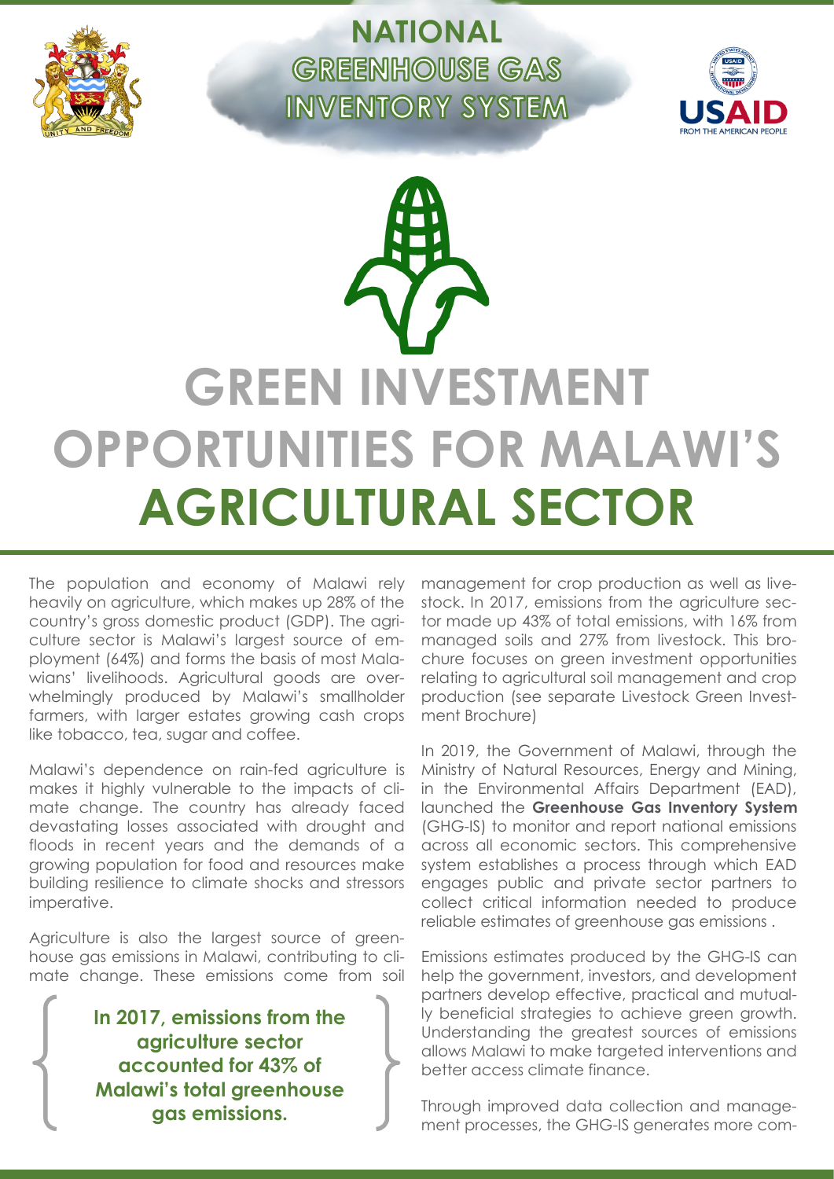# NATIONAL GREENHOUSE GAS INVENTORY SYSTEM

# GREEN INVESTMENT OPPORTUNITIES FOR MALAWI'S AGRICULTURAL SECTOR

The population and economy of Malawi rely heavily on agriculture, which makes up 28% of the country's gross domestic product (GDP). The agriculture sector is Malawi's largest source of employment (64%) and forms the basis of most Malawians' livelihoods. Agricultural goods are overwhelmingly produced by Malawi's smallholder farmers, with larger estates growing cash crops like tobacco, tea, sugar and coffee.

Malawi's dependence on rain-fed agriculture is makes it highly vulnerable to the impacts of climate change. The country has already faced devastating losses associated with drought and floods in recent years and the demands of a growing population for food and resources make building resilience to climate shocks and stressors imperative.

Agriculture is also the largest source of greenhouse gas emissions in Malawi, contributing to climate change. These emissions come from soil management for crop production as well as livestock. In 2017, emissions from the agriculture sector made up 43% of total emissions, with 16% from managed soils and 27% from livestock. This brochure focuses on green investment opportunities relating to agricultural soil management and crop production (see separate Livestock Green Investment Brochure)

**In 2017, emissions from the agriculture sector accounted for 43% of Malawi's total greenhouse gas emissions.**

In 2019, the Government of Malawi, through the Ministry of Natural Resources, Energy and Mining, in the Environmental Affairs Department (EAD), launched the **Greenhouse Gas Inventory System** (GHG-IS) to monitor and report national emissions across all economic sectors. This comprehensive system establishes a process through which EAD engages public and private sector partners to collect critical information needed to produce reliable estimates of greenhouse gas emissions .

Emissions estimates produced by the GHG-IS can help the government, investors, and development partners develop effective, practical and mutually beneficial strategies to achieve green growth. Understanding the greatest sources of emissions allows Malawi to make targeted interventions and better access climate finance.

Through improved data collection and management processes, the GHG-IS generates more com-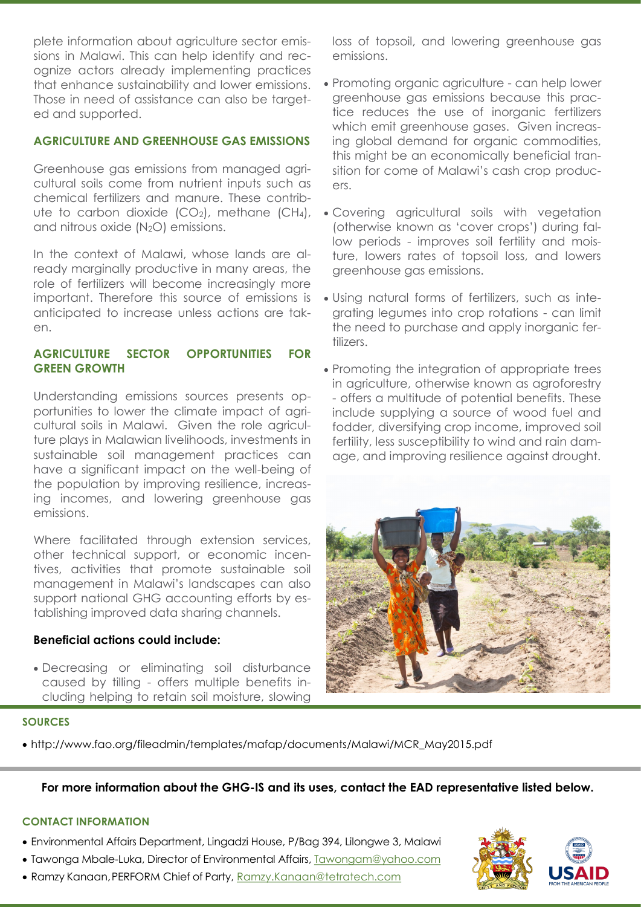plete information about agriculture sector emissions in Malawi. This can help identify and recognize actors already implementing practices that enhance sustainability and lower emissions. Those in need of assistance can also be targeted and supported.

## AGRICULTURE AND GREENHOUSE GAS EMISSIONS

Greenhouse gas emissions from managed agricultural soils come from nutrient inputs such as chemical fertilizers and manure. These contribute to carbon dioxide ($CO_2$), methane ($CH_4$), and nitrous oxide ($N_2O$) emissions.

In the context of Malawi, whose lands are already marginally productive in many areas, the role of fertilizers will become increasingly more important. Therefore this source of emissions is anticipated to increase unless actions are taken.

## AGRICULTURE SECTOR OPPORTUNITIES FOR GREEN GROWTH

Understanding emissions sources presents opportunities to lower the climate impact of agricultural soils in Malawi. Given the role agriculture plays in Malawian livelihoods, investments in sustainable soil management practices can have a significant impact on the well-being of the population by improving resilience, increasing incomes, and lowering greenhouse gas emissions.

Where facilitated through extension services, other technical support, or economic incentives, activities that promote sustainable soil management in Malawi's landscapes can also support national GHG accounting efforts by establishing improved data sharing channels.

**Beneficial actions could include:**

- Decreasing or eliminating soil disturbance caused by tilling - offers multiple benefits including helping to retain soil moisture, slowing loss of topsoil, and lowering greenhouse gas emissions.
- Promoting organic agriculture - can help lower greenhouse gas emissions because this practice reduces the use of inorganic fertilizers which emit greenhouse gases. Given increasing global demand for organic commodities, this might be an economically beneficial transition for come of Malawi's cash crop producers.
- Covering agricultural soils with vegetation (otherwise known as 'cover crops') during fallow periods - improves soil fertility and moisture, lowers rates of topsoil loss, and lowers greenhouse gas emissions.
- Using natural forms of fertilizers, such as integrating legumes into crop rotations - can limit the need to purchase and apply inorganic fertilizers.
- Promoting the integration of appropriate trees in agriculture, otherwise known as agroforestry - offers a multitude of potential benefits. These include supplying a source of wood fuel and fodder, diversifying crop income, improved soil fertility, less susceptibility to wind and rain damage, and improving resilience against drought.

## SOURCES

- http://www.fao.org/fileadmin/templates/mafap/documents/Malawi/MCR_May2015.pdf

**For more information about the GHG-IS and its uses, contact the EAD representative listed below.**

## CONTACT INFORMATION

- Environmental Affairs Department, Lingadzi House, P/Bag 394, Lilongwe 3, Malawi
- Tawonga Mbale-Luka, Director of Environmental Affairs, Tawongam@yahoo.com
- Ramzy Kanaan, PERFORM Chief of Party, Ramzy.Kanaan@tetratech.com